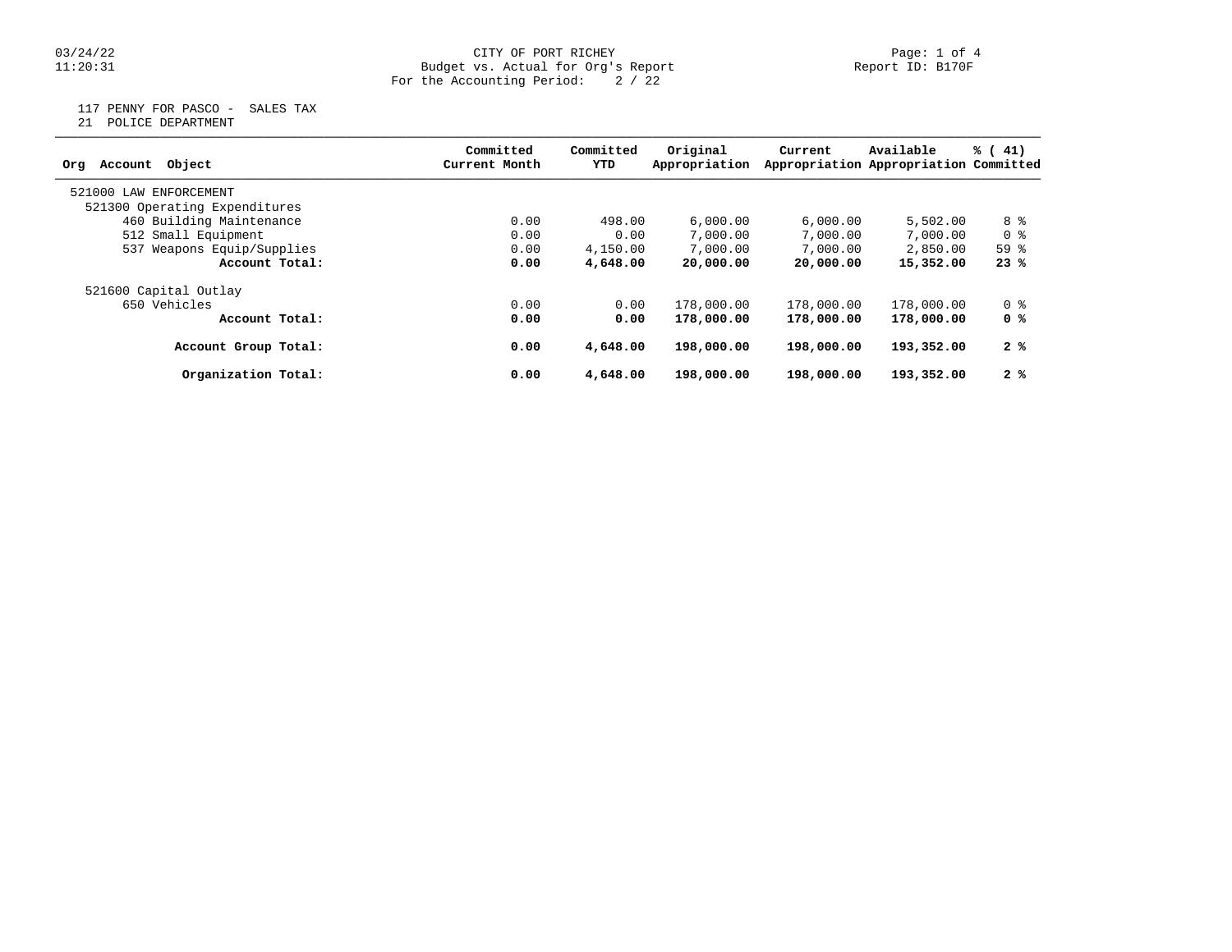CITY OF PORT RICHEY
Budget vs. Actual for Org's Report
For the Accounting Period: 2 / 22

03/24/22
11:20:31

Report ID: B170F

117 PENNY FOR PASCO - SALES TAX
21 POLICE DEPARTMENT

| Org Account Object | Committed Current Month | Committed YTD | Original Appropriation | Current Appropriation | Available Appropriation | % ( 41) Committed |
|---|---|---|---|---|---|---|
| 521000 LAW ENFORCEMENT | | | | | | |
| 521300 Operating Expenditures | | | | | | |
| 460 Building Maintenance | 0.00 | 498.00 | 6,000.00 | 6,000.00 | 5,502.00 | 8 % |
| 512 Small Equipment | 0.00 | 0.00 | 7,000.00 | 7,000.00 | 7,000.00 | 0 % |
| 537 Weapons Equip/Supplies | 0.00 | 4,150.00 | 7,000.00 | 7,000.00 | 2,850.00 | 59 % |
| **Account Total:** | **0.00** | **4,648.00** | **20,000.00** | **20,000.00** | **15,352.00** | **23 %** |
| 521600 Capital Outlay | | | | | | |
| 650 Vehicles | 0.00 | 0.00 | 178,000.00 | 178,000.00 | 178,000.00 | 0 % |
| **Account Total:** | **0.00** | **0.00** | **178,000.00** | **178,000.00** | **178,000.00** | **0 %** |
| **Account Group Total:** | **0.00** | **4,648.00** | **198,000.00** | **198,000.00** | **193,352.00** | **2 %** |
| **Organization Total:** | **0.00** | **4,648.00** | **198,000.00** | **198,000.00** | **193,352.00** | **2 %** |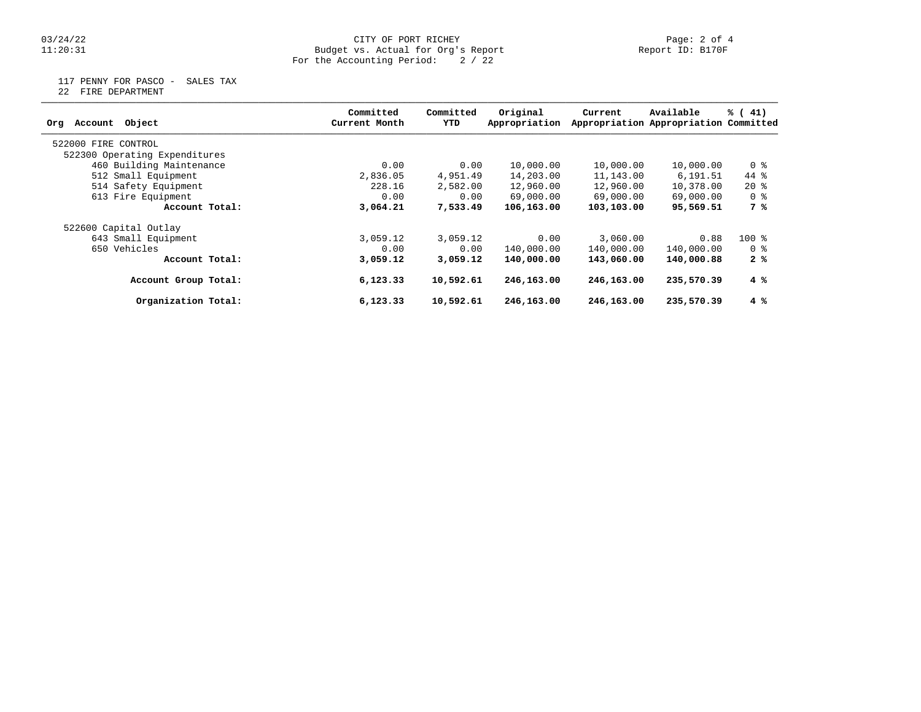CITY OF PORT RICHEY
Budget vs. Actual for Org's Report
For the Accounting Period: 2 / 22

03/24/22
11:20:31

Report ID: B170F

117 PENNY FOR PASCO - SALES TAX
22 FIRE DEPARTMENT

| Org Account Object | Committed Current Month | Committed YTD | Original Appropriation | Current Appropriation | Available Appropriation | % ( 41) Committed |
|---|---|---|---|---|---|---|
| 522000 FIRE CONTROL | | | | | | |
| 522300 Operating Expenditures | | | | | | |
| 460 Building Maintenance | 0.00 | 0.00 | 10,000.00 | 10,000.00 | 10,000.00 | 0 % |
| 512 Small Equipment | 2,836.05 | 4,951.49 | 14,203.00 | 11,143.00 | 6,191.51 | 44 % |
| 514 Safety Equipment | 228.16 | 2,582.00 | 12,960.00 | 12,960.00 | 10,378.00 | 20 % |
| 613 Fire Equipment | 0.00 | 0.00 | 69,000.00 | 69,000.00 | 69,000.00 | 0 % |
| **Account Total:** | **3,064.21** | **7,533.49** | **106,163.00** | **103,103.00** | **95,569.51** | **7 %** |
| 522600 Capital Outlay | | | | | | |
| 643 Small Equipment | 3,059.12 | 3,059.12 | 0.00 | 3,060.00 | 0.88 | 100 % |
| 650 Vehicles | 0.00 | 0.00 | 140,000.00 | 140,000.00 | 140,000.00 | 0 % |
| **Account Total:** | **3,059.12** | **3,059.12** | **140,000.00** | **143,060.00** | **140,000.88** | **2 %** |
| **Account Group Total:** | **6,123.33** | **10,592.61** | **246,163.00** | **246,163.00** | **235,570.39** | **4 %** |
| **Organization Total:** | **6,123.33** | **10,592.61** | **246,163.00** | **246,163.00** | **235,570.39** | **4 %** |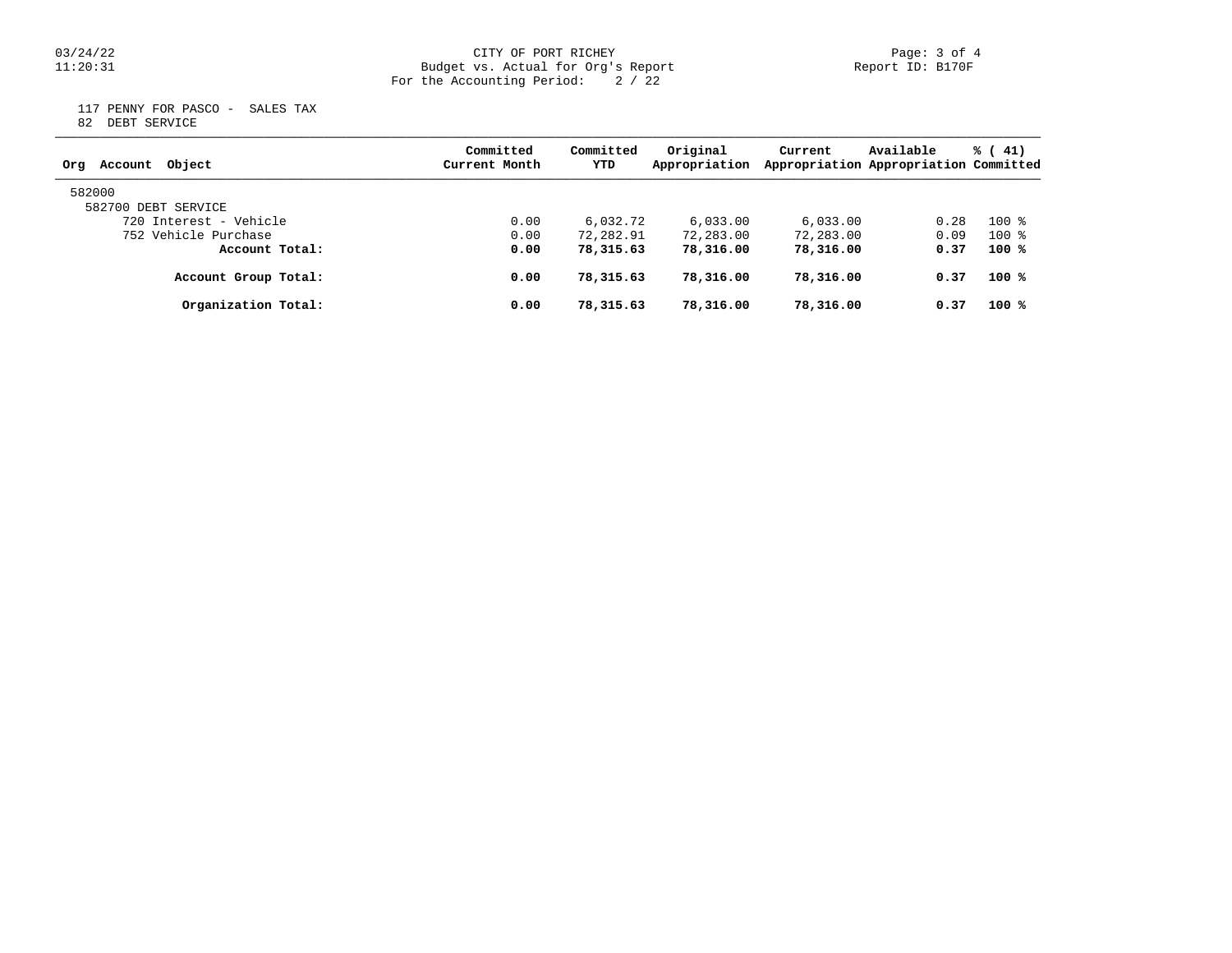CITY OF PORT RICHEY
Budget vs. Actual for Org's Report
For the Accounting Period: 2 / 22

Report ID: B170F

117 PENNY FOR PASCO - SALES TAX
82 DEBT SERVICE

| Org Account Object | Committed Current Month | Committed YTD | Original Appropriation | Current Appropriation | Available Appropriation | % ( 41) Committed |
|---|---|---|---|---|---|---|
| 582000 | | | | | | |
| 582700 DEBT SERVICE | | | | | | |
| 720 Interest - Vehicle | 0.00 | 6,032.72 | 6,033.00 | 6,033.00 | 0.28 | 100 % |
| 752 Vehicle Purchase | 0.00 | 72,282.91 | 72,283.00 | 72,283.00 | 0.09 | 100 % |
| **Account Total:** | **0.00** | **78,315.63** | **78,316.00** | **78,316.00** | **0.37** | **100 %** |
| **Account Group Total:** | **0.00** | **78,315.63** | **78,316.00** | **78,316.00** | **0.37** | **100 %** |
| **Organization Total:** | **0.00** | **78,315.63** | **78,316.00** | **78,316.00** | **0.37** | **100 %** |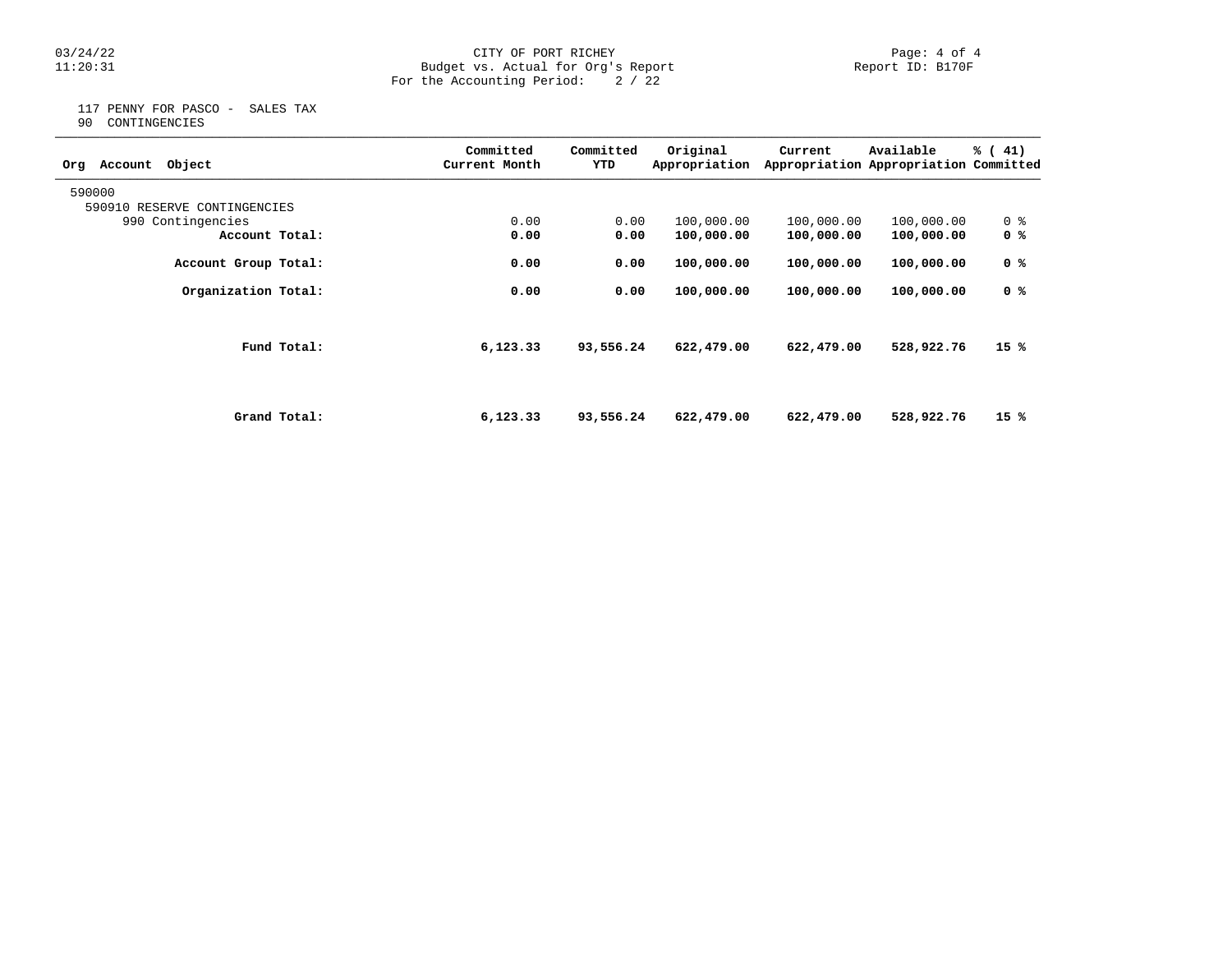CITY OF PORT RICHEY
Budget vs. Actual for Org's Report
For the Accounting Period: 2 / 22

Report ID: B170F

117 PENNY FOR PASCO - SALES TAX
90 CONTINGENCIES

| Org Account Object | Committed Current Month | Committed YTD | Original Appropriation | Current Appropriation | Available Appropriation | % ( 41) Committed |
|---|---|---|---|---|---|---|
| 590000 | | | | | | |
| 590910 RESERVE CONTINGENCIES | | | | | | |
| 990 Contingencies | 0.00 | 0.00 | 100,000.00 | 100,000.00 | 100,000.00 | 0 % |
| **Account Total:** | **0.00** | **0.00** | **100,000.00** | **100,000.00** | **100,000.00** | **0 %** |
| **Account Group Total:** | **0.00** | **0.00** | **100,000.00** | **100,000.00** | **100,000.00** | **0 %** |
| **Organization Total:** | **0.00** | **0.00** | **100,000.00** | **100,000.00** | **100,000.00** | **0 %** |
| **Fund Total:** | **6,123.33** | **93,556.24** | **622,479.00** | **622,479.00** | **528,922.76** | **15 %** |
| **Grand Total:** | **6,123.33** | **93,556.24** | **622,479.00** | **622,479.00** | **528,922.76** | **15 %** |